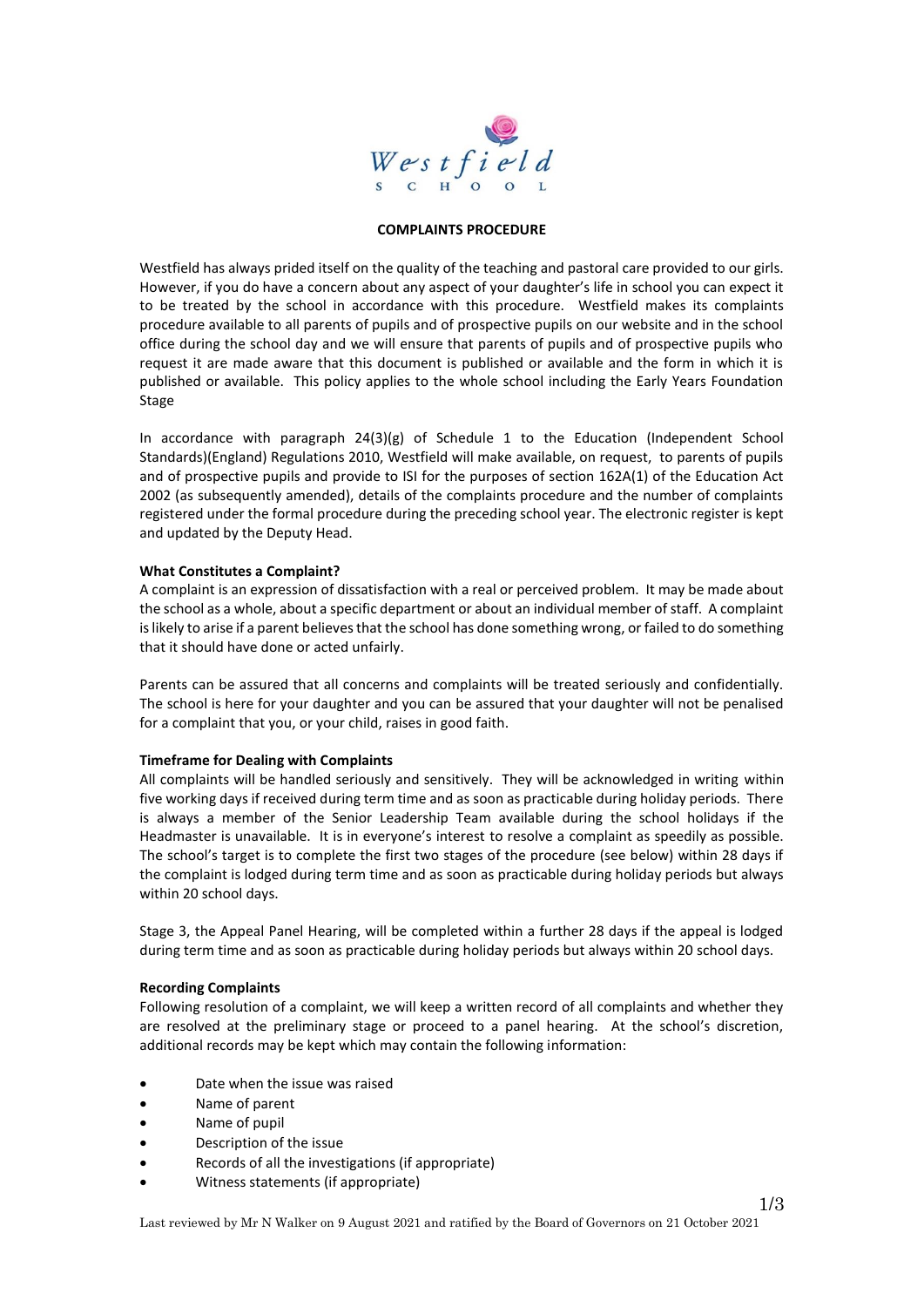Westfield SCHOOL

## COMPLAINTS PROCEDURE

Westfield has always prided itself on the quality of the teaching and pastoral care provided to our girls. However, if you do have a concern about any aspect of your daughter's life in school you can expect it to be treated by the school in accordance with this procedure. Westfield makes its complaints procedure available to all parents of pupils and of prospective pupils on our website and in the school office during the school day and we will ensure that parents of pupils and of prospective pupils who request it are made aware that this document is published or available and the form in which it is published or available. This policy applies to the whole school including the Early Years Foundation Stage

In accordance with paragraph 24(3)(g) of Schedule 1 to the Education (Independent School Standards)(England) Regulations 2010, Westfield will make available, on request, to parents of pupils and of prospective pupils and provide to ISI for the purposes of section 162A(1) of the Education Act 2002 (as subsequently amended), details of the complaints procedure and the number of complaints registered under the formal procedure during the preceding school year. The electronic register is kept and updated by the Deputy Head.

### What Constitutes a Complaint?

A complaint is an expression of dissatisfaction with a real or perceived problem. It may be made about the school as a whole, about a specific department or about an individual member of staff. A complaint is likely to arise if a parent believes that the school has done something wrong, or failed to do something that it should have done or acted unfairly.

Parents can be assured that all concerns and complaints will be treated seriously and confidentially. The school is here for your daughter and you can be assured that your daughter will not be penalised for a complaint that you, or your child, raises in good faith.

### Timeframe for Dealing with Complaints

All complaints will be handled seriously and sensitively. They will be acknowledged in writing within five working days if received during term time and as soon as practicable during holiday periods. There is always a member of the Senior Leadership Team available during the school holidays if the Headmaster is unavailable. It is in everyone's interest to resolve a complaint as speedily as possible. The school's target is to complete the first two stages of the procedure (see below) within 28 days if the complaint is lodged during term time and as soon as practicable during holiday periods but always within 20 school days.

Stage 3, the Appeal Panel Hearing, will be completed within a further 28 days if the appeal is lodged during term time and as soon as practicable during holiday periods but always within 20 school days.

### Recording Complaints

Following resolution of a complaint, we will keep a written record of all complaints and whether they are resolved at the preliminary stage or proceed to a panel hearing. At the school's discretion, additional records may be kept which may contain the following information:

- Date when the issue was raised
- Name of parent
- Name of pupil
- Description of the issue
- Records of all the investigations (if appropriate)
- Witness statements (if appropriate)

Last reviewed by Mr N Walker on 9 August 2021 and ratified by the Board of Governors on 21 October 2021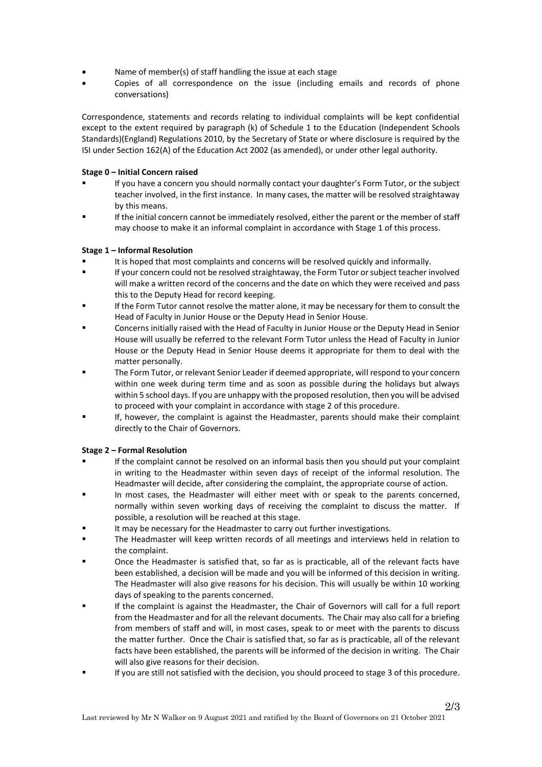- Name of member(s) of staff handling the issue at each stage
- Copies of all correspondence on the issue (including emails and records of phone conversations)

Correspondence, statements and records relating to individual complaints will be kept confidential except to the extent required by paragraph (k) of Schedule 1 to the Education (Independent Schools Standards)(England) Regulations 2010, by the Secretary of State or where disclosure is required by the ISI under Section 162(A) of the Education Act 2002 (as amended), or under other legal authority.

**Stage 0 – Initial Concern raised**

- If you have a concern you should normally contact your daughter's Form Tutor, or the subject teacher involved, in the first instance. In many cases, the matter will be resolved straightaway by this means.
- If the initial concern cannot be immediately resolved, either the parent or the member of staff may choose to make it an informal complaint in accordance with Stage 1 of this process.

**Stage 1 – Informal Resolution**

- It is hoped that most complaints and concerns will be resolved quickly and informally.
- If your concern could not be resolved straightaway, the Form Tutor or subject teacher involved will make a written record of the concerns and the date on which they were received and pass this to the Deputy Head for record keeping.
- If the Form Tutor cannot resolve the matter alone, it may be necessary for them to consult the Head of Faculty in Junior House or the Deputy Head in Senior House.
- Concerns initially raised with the Head of Faculty in Junior House or the Deputy Head in Senior House will usually be referred to the relevant Form Tutor unless the Head of Faculty in Junior House or the Deputy Head in Senior House deems it appropriate for them to deal with the matter personally.
- The Form Tutor, or relevant Senior Leader if deemed appropriate, will respond to your concern within one week during term time and as soon as possible during the holidays but always within 5 school days. If you are unhappy with the proposed resolution, then you will be advised to proceed with your complaint in accordance with stage 2 of this procedure.
- If, however, the complaint is against the Headmaster, parents should make their complaint directly to the Chair of Governors.

**Stage 2 – Formal Resolution**

- If the complaint cannot be resolved on an informal basis then you should put your complaint in writing to the Headmaster within seven days of receipt of the informal resolution. The Headmaster will decide, after considering the complaint, the appropriate course of action.
- In most cases, the Headmaster will either meet with or speak to the parents concerned, normally within seven working days of receiving the complaint to discuss the matter. If possible, a resolution will be reached at this stage.
- It may be necessary for the Headmaster to carry out further investigations.
- The Headmaster will keep written records of all meetings and interviews held in relation to the complaint.
- Once the Headmaster is satisfied that, so far as is practicable, all of the relevant facts have been established, a decision will be made and you will be informed of this decision in writing. The Headmaster will also give reasons for his decision. This will usually be within 10 working days of speaking to the parents concerned.
- If the complaint is against the Headmaster, the Chair of Governors will call for a full report from the Headmaster and for all the relevant documents. The Chair may also call for a briefing from members of staff and will, in most cases, speak to or meet with the parents to discuss the matter further. Once the Chair is satisfied that, so far as is practicable, all of the relevant facts have been established, the parents will be informed of the decision in writing. The Chair will also give reasons for their decision.
- If you are still not satisfied with the decision, you should proceed to stage 3 of this procedure.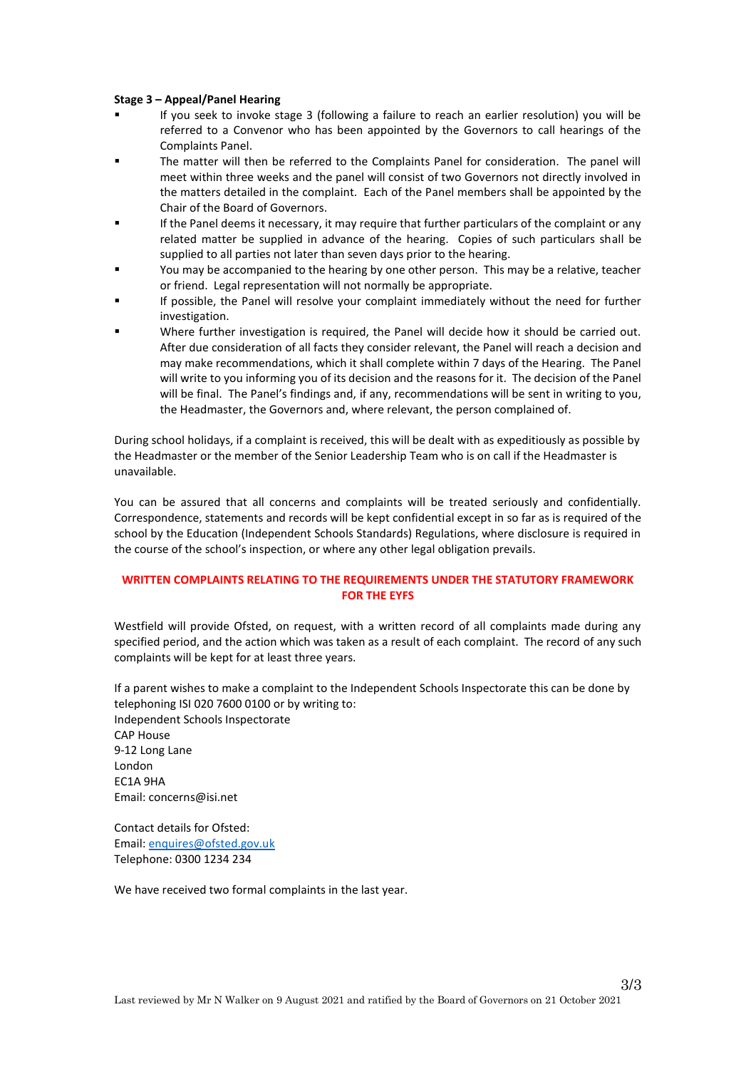**Stage 3 – Appeal/Panel Hearing**

- If you seek to invoke stage 3 (following a failure to reach an earlier resolution) you will be referred to a Convenor who has been appointed by the Governors to call hearings of the Complaints Panel.
- The matter will then be referred to the Complaints Panel for consideration. The panel will meet within three weeks and the panel will consist of two Governors not directly involved in the matters detailed in the complaint. Each of the Panel members shall be appointed by the Chair of the Board of Governors.
- If the Panel deems it necessary, it may require that further particulars of the complaint or any related matter be supplied in advance of the hearing. Copies of such particulars shall be supplied to all parties not later than seven days prior to the hearing.
- You may be accompanied to the hearing by one other person. This may be a relative, teacher or friend. Legal representation will not normally be appropriate.
- If possible, the Panel will resolve your complaint immediately without the need for further investigation.
- Where further investigation is required, the Panel will decide how it should be carried out. After due consideration of all facts they consider relevant, the Panel will reach a decision and may make recommendations, which it shall complete within 7 days of the Hearing. The Panel will write to you informing you of its decision and the reasons for it. The decision of the Panel will be final. The Panel's findings and, if any, recommendations will be sent in writing to you, the Headmaster, the Governors and, where relevant, the person complained of.

During school holidays, if a complaint is received, this will be dealt with as expeditiously as possible by the Headmaster or the member of the Senior Leadership Team who is on call if the Headmaster is unavailable.

You can be assured that all concerns and complaints will be treated seriously and confidentially. Correspondence, statements and records will be kept confidential except in so far as is required of the school by the Education (Independent Schools Standards) Regulations, where disclosure is required in the course of the school's inspection, or where any other legal obligation prevails.

**WRITTEN COMPLAINTS RELATING TO THE REQUIREMENTS UNDER THE STATUTORY FRAMEWORK FOR THE EYFS**

Westfield will provide Ofsted, on request, with a written record of all complaints made during any specified period, and the action which was taken as a result of each complaint. The record of any such complaints will be kept for at least three years.

If a parent wishes to make a complaint to the Independent Schools Inspectorate this can be done by telephoning ISI 020 7600 0100 or by writing to:
Independent Schools Inspectorate
CAP House
9-12 Long Lane
London
EC1A 9HA
Email: concerns@isi.net

Contact details for Ofsted:
Email: enquires@ofsted.gov.uk
Telephone: 0300 1234 234

We have received two formal complaints in the last year.

Last reviewed by Mr N Walker on 9 August 2021 and ratified by the Board of Governors on 21 October 2021